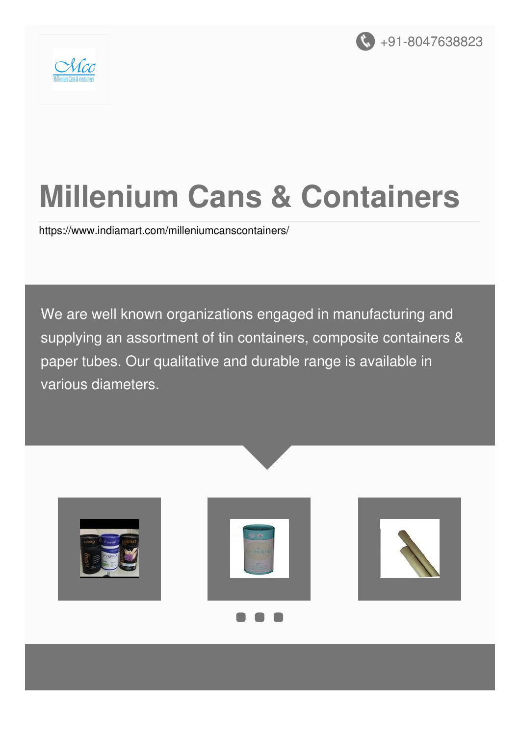+91-8047638823

# Millenium Cans & Containers

https://www.indiamart.com/milleniumcanscontainers/

We are well known organizations engaged in manufacturing and supplying an assortment of tin containers, composite containers & paper tubes. Our qualitative and durable range is available in various diameters.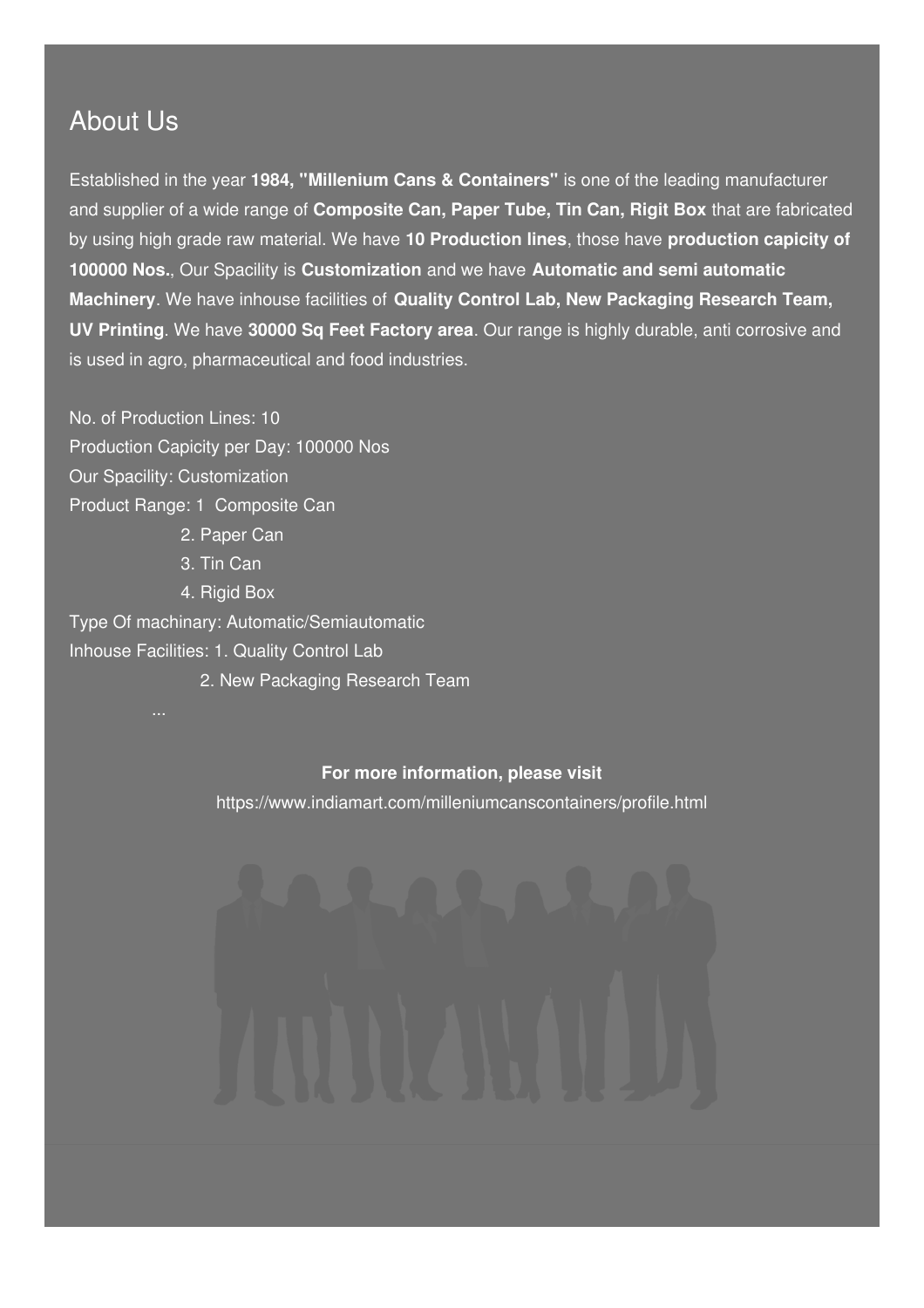## About Us

Established in the year **1984, "Millenium Cans & Containers"** is one of the leading manufacturer and supplier of a wide range of **Composite Can, Paper Tube, Tin Can, Rigit Box** that are fabricated by using high grade raw material. We have **10 Production lines**, those have **production capicity of 100000 Nos.**, Our Spacility is **Customization** and we have **Automatic and semi automatic Machinery**. We have inhouse facilities of **Quality Control Lab, New Packaging Research Team, UV Printing**. We have **30000 Sq Feet Factory area**. Our range is highly durable, anti corrosive and is used in agro, pharmaceutical and food industries.

No. of Production Lines: 10
Production Capicity per Day: 100000 Nos
Our Spacility: Customization
Product Range: 1 Composite Can
2. Paper Can
3. Tin Can
4. Rigid Box
Type Of machinary: Automatic/Semiautomatic
Inhouse Facilities: 1. Quality Control Lab
2. New Packaging Research Team
...

**For more information, please visit**

https://www.indiamart.com/milleniumcanscontainers/profile.html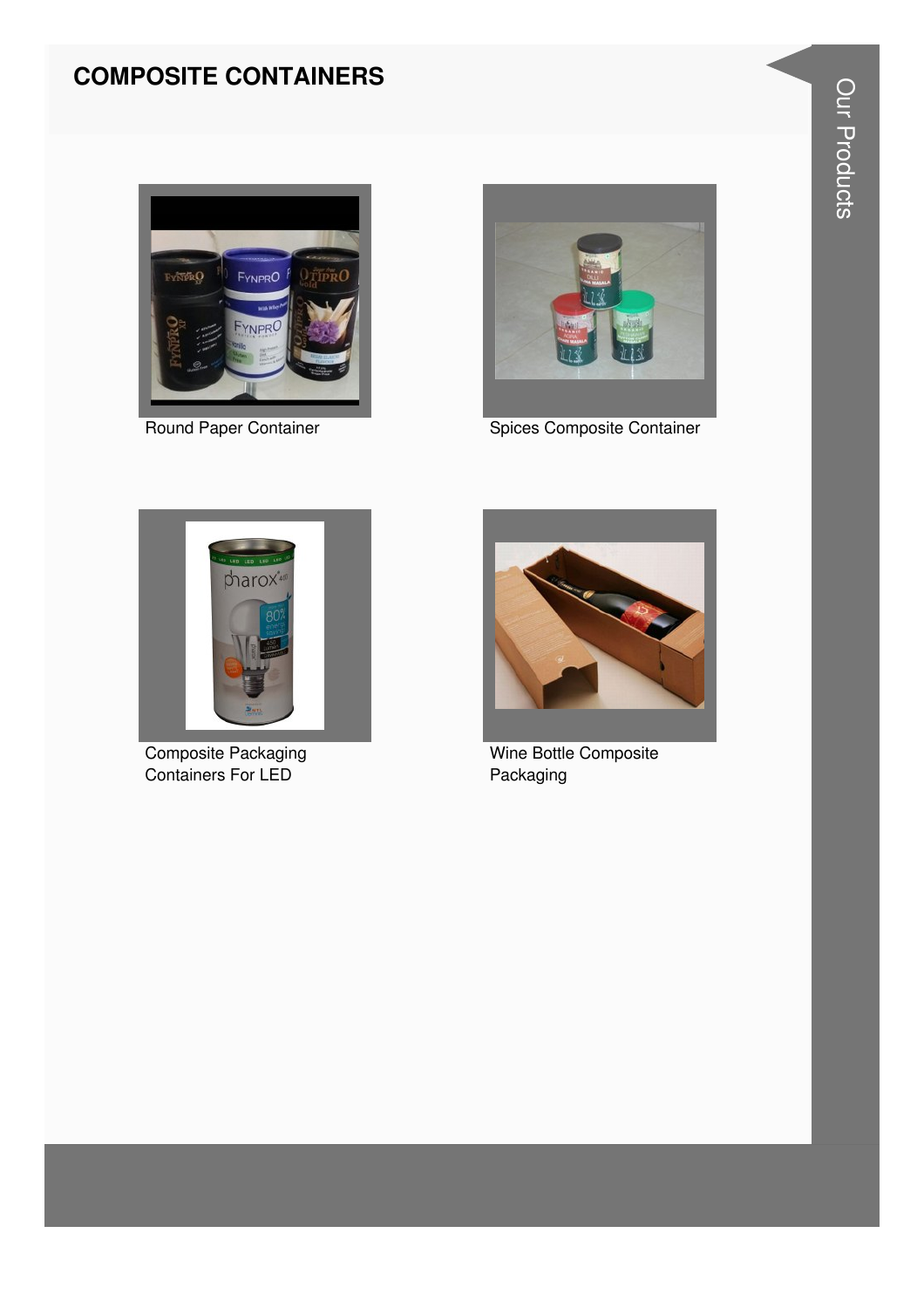## COMPOSITE CONTAINERS

Round Paper Container

Spices Composite Container

Composite Packaging Containers For LED

Wine Bottle Composite Packaging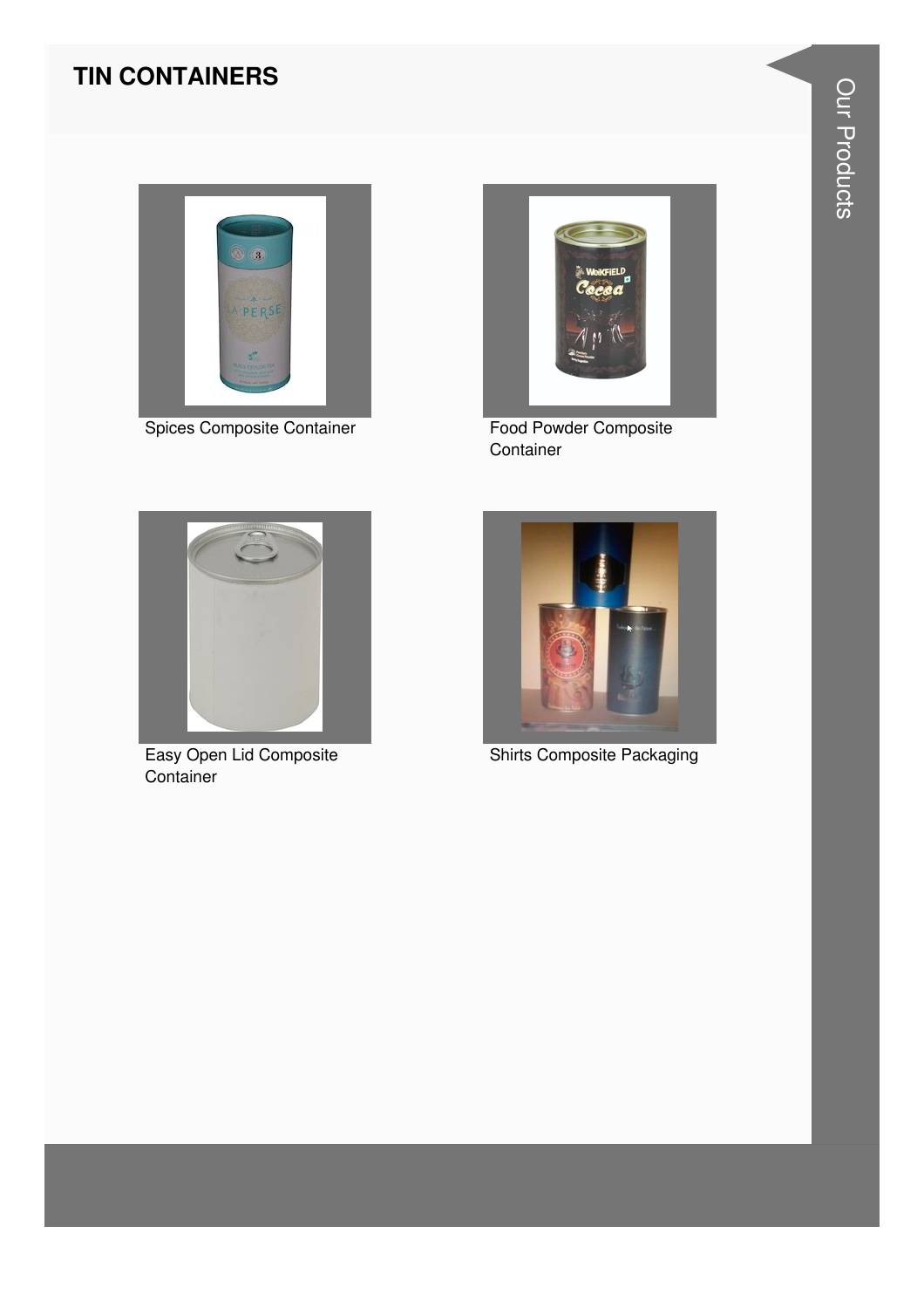## TIN CONTAINERS

Spices Composite Container

Food Powder Composite Container

Easy Open Lid Composite Container

Shirts Composite Packaging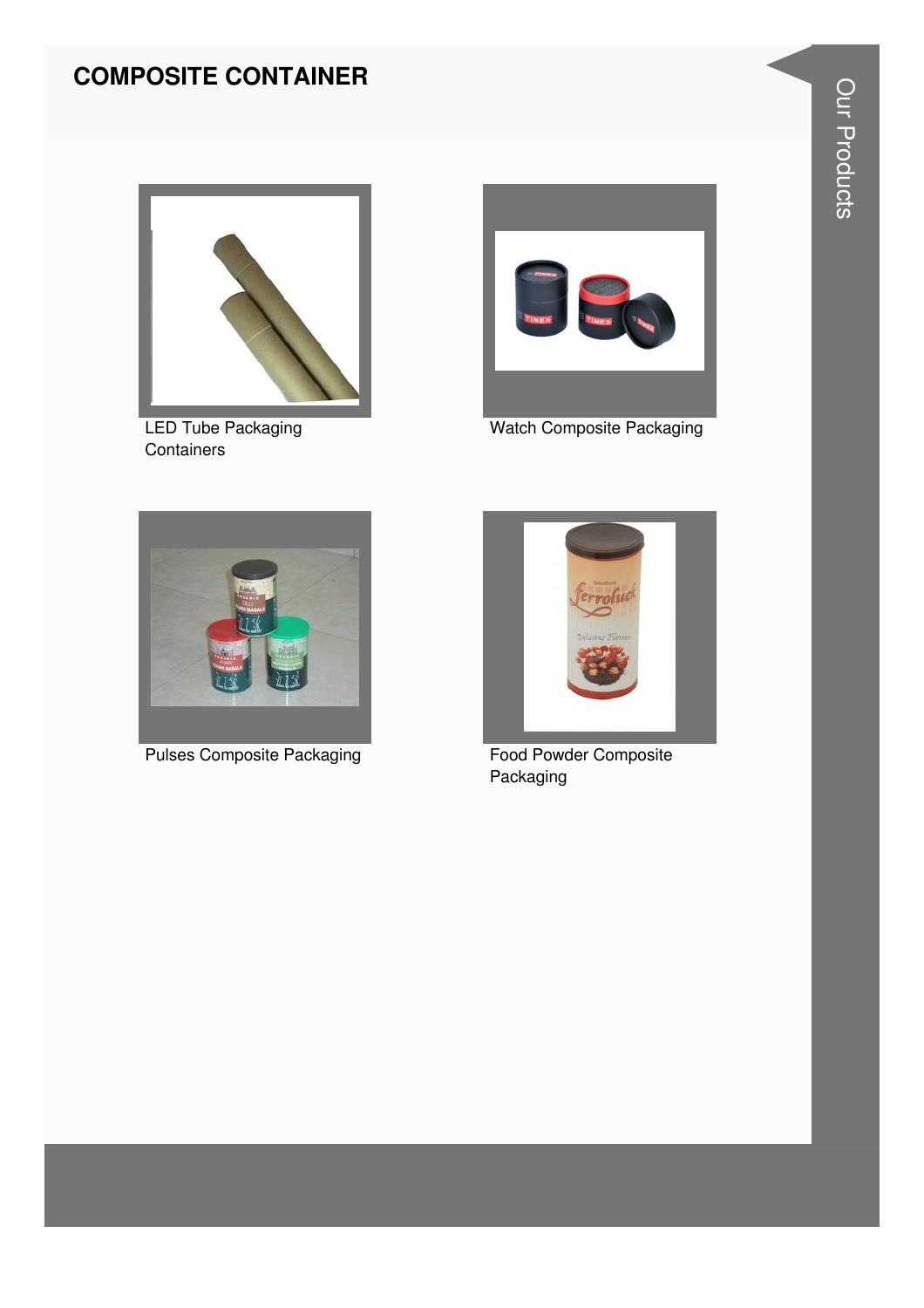# COMPOSITE CONTAINER

LED Tube Packaging Containers

Watch Composite Packaging

Pulses Composite Packaging

Food Powder Composite Packaging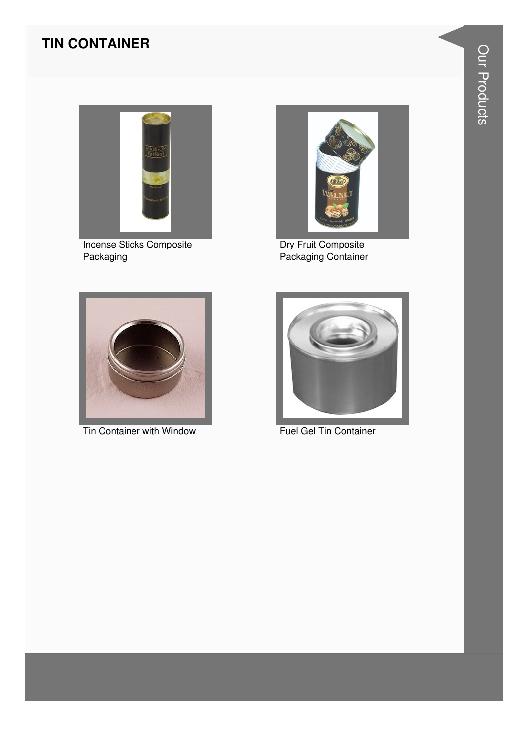# TIN CONTAINER

Incense Sticks Composite Packaging

Dry Fruit Composite Packaging Container

Tin Container with Window

Fuel Gel Tin Container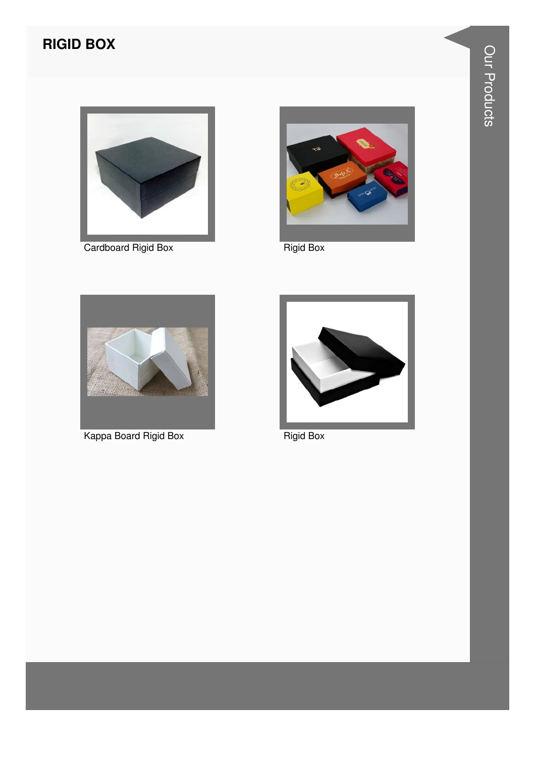## RIGID BOX

Cardboard Rigid Box

Rigid Box

Kappa Board Rigid Box

Rigid Box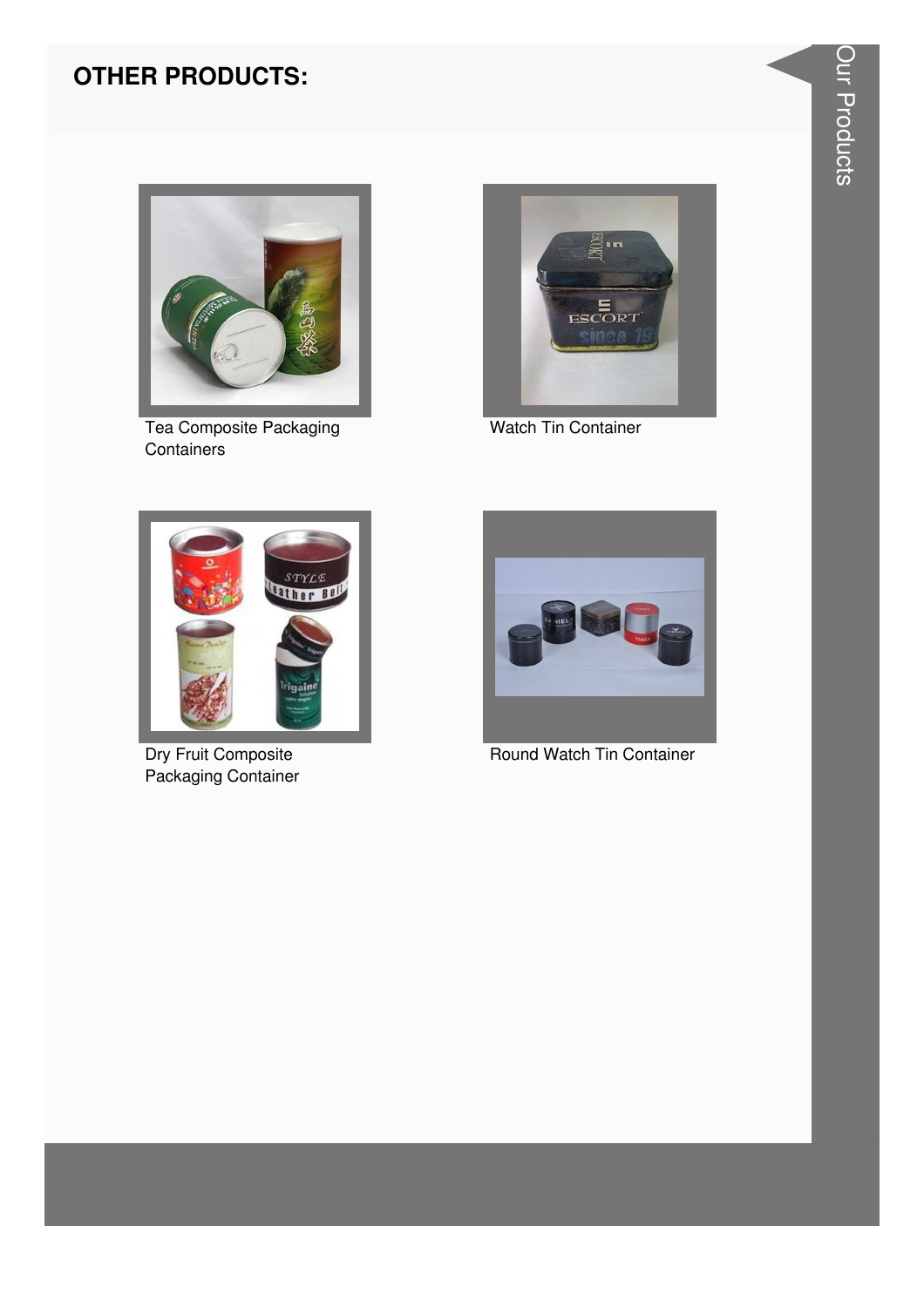## OTHER PRODUCTS:

Tea Composite Packaging Containers

Watch Tin Container

Dry Fruit Composite Packaging Container

Round Watch Tin Container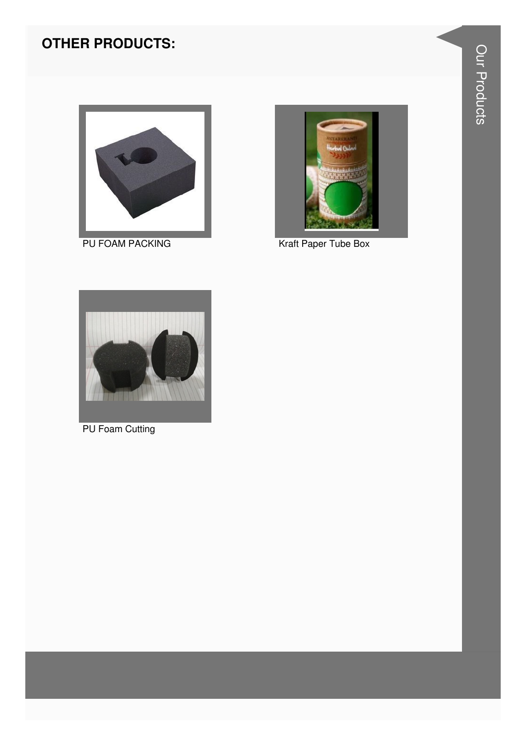## OTHER PRODUCTS:

PU FOAM PACKING

Kraft Paper Tube Box

PU Foam Cutting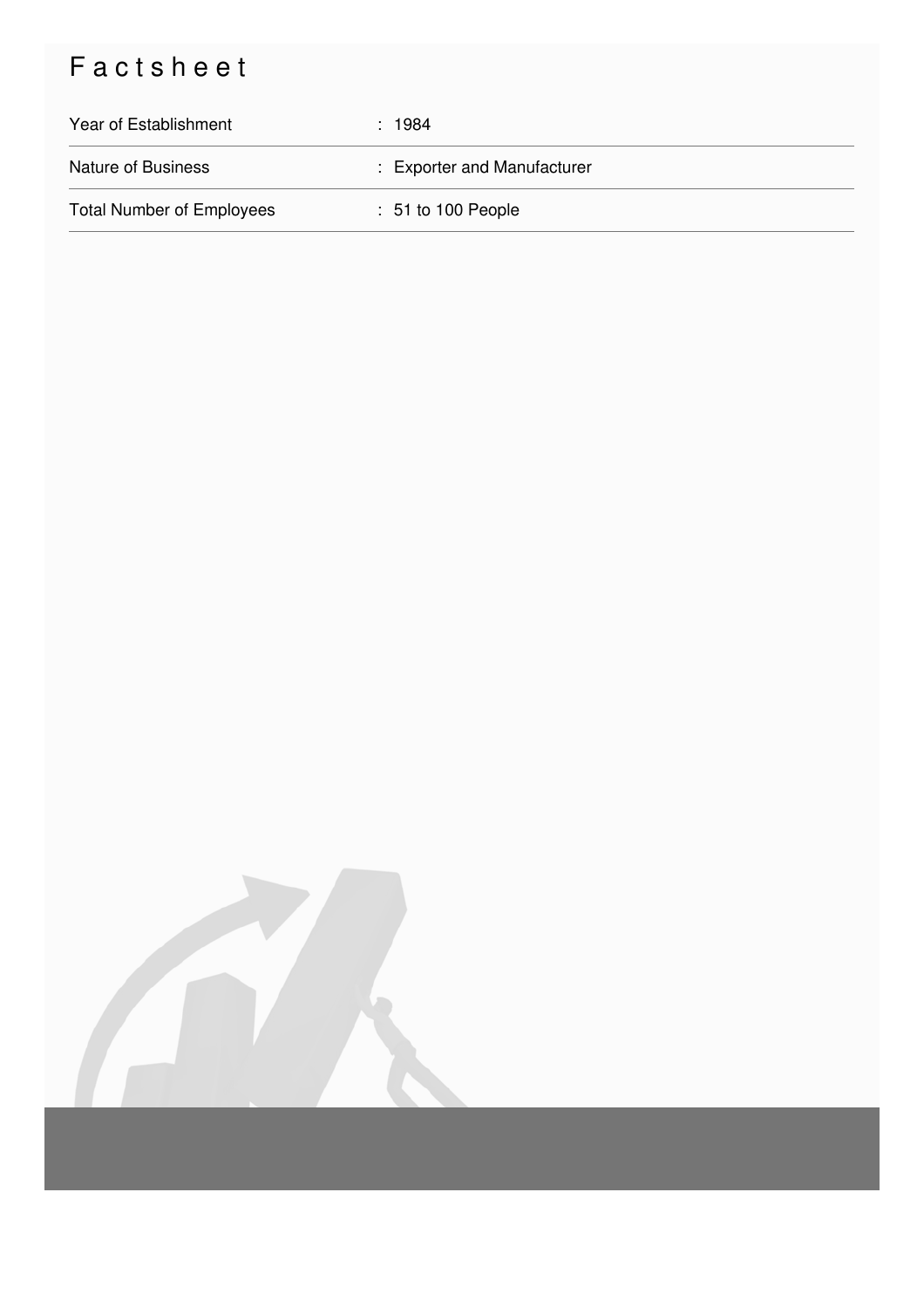# Factsheet

| | |
|---|---|
| Year of Establishment | : 1984 |
| Nature of Business | : Exporter and Manufacturer |
| Total Number of Employees | : 51 to 100 People |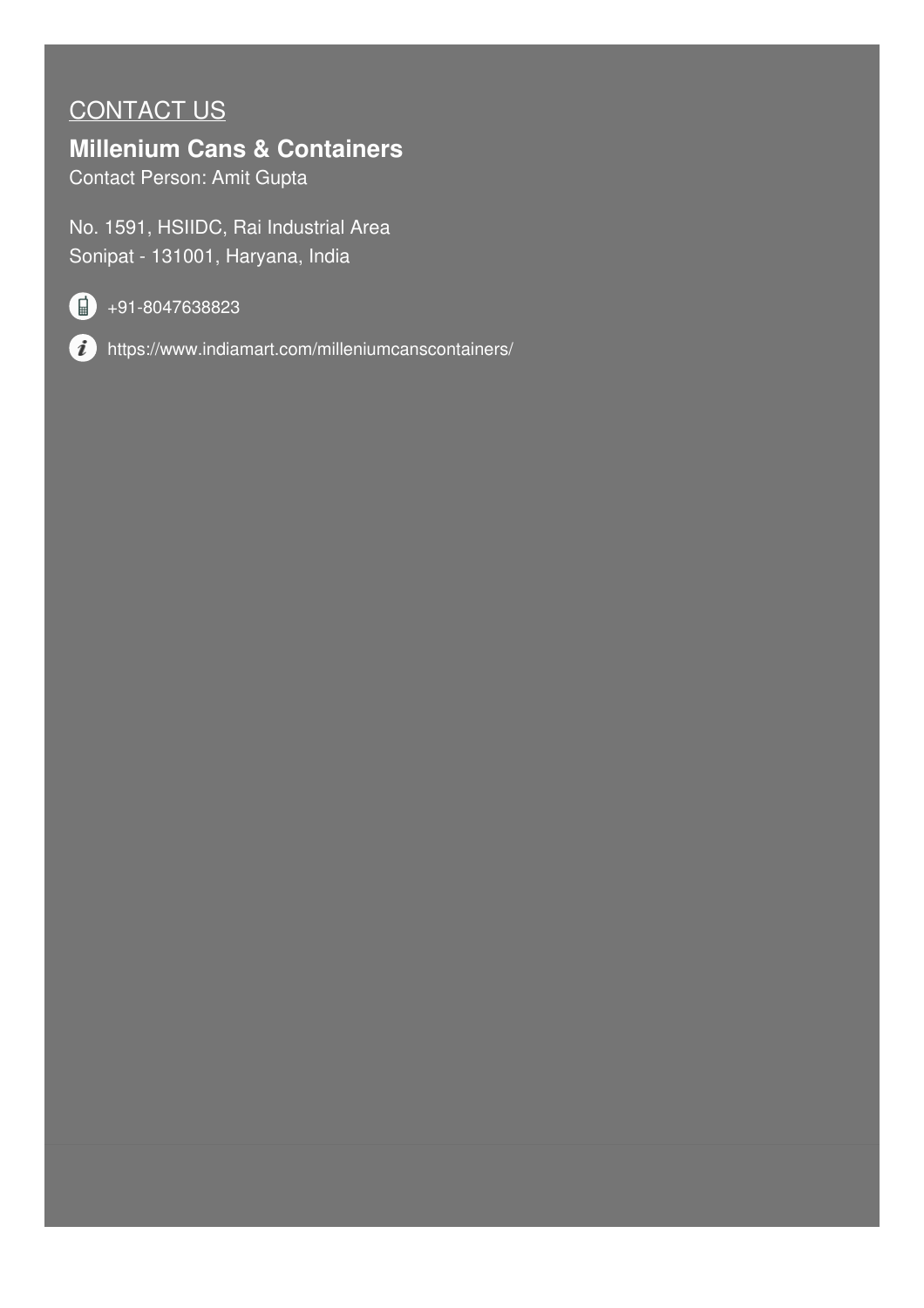## CONTACT US

### Millenium Cans & Containers

Contact Person: Amit Gupta

No. 1591, HSIIDC, Rai Industrial Area
Sonipat - 131001, Haryana, India

+91-8047638823

https://www.indiamart.com/milleniumcanscontainers/